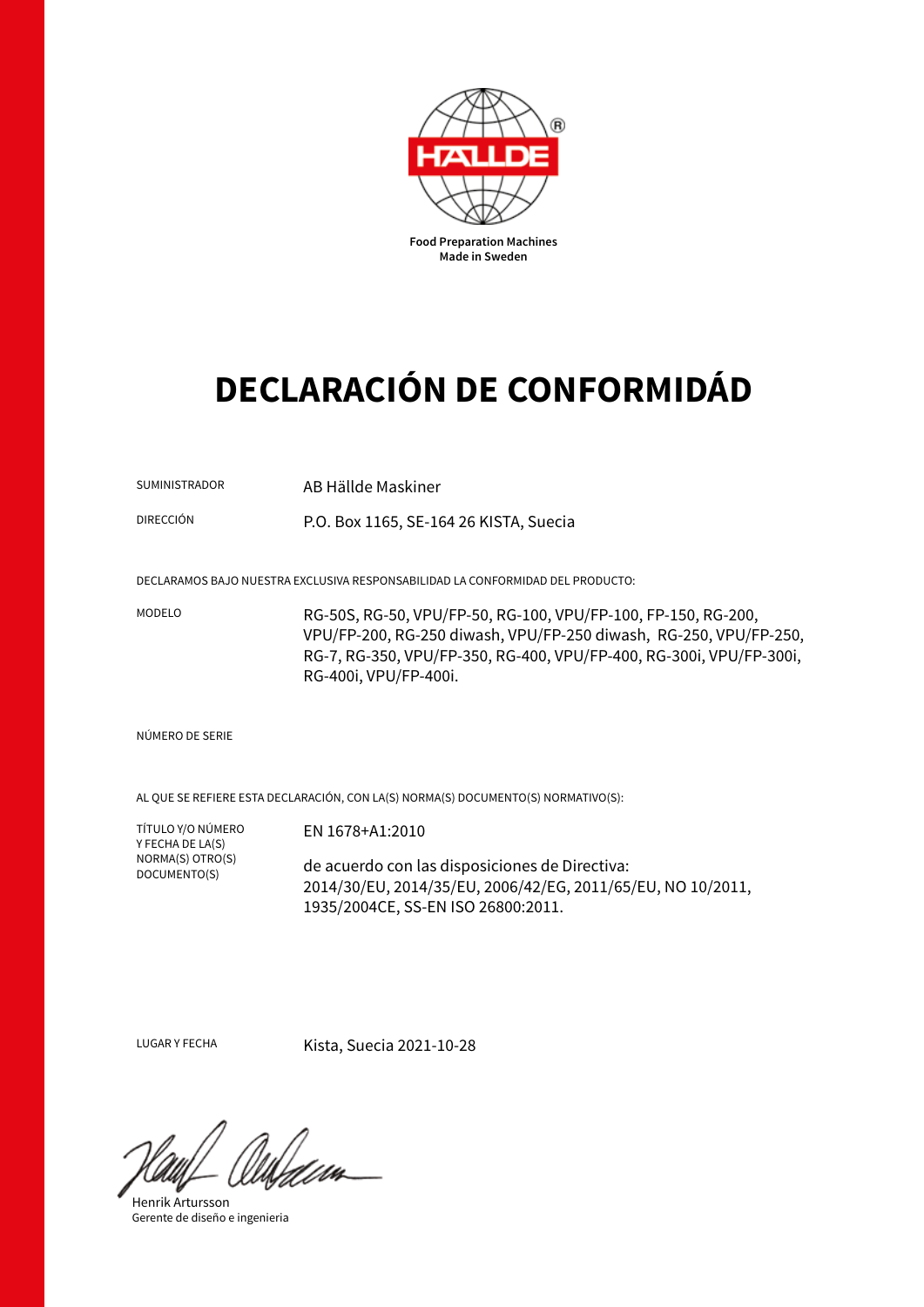HÄLLDE®

**Food Preparation Machines**
**Made in Sweden**

# DECLARACIÓN DE CONFORMIDÁD

| | |
|---|---|
| SUMINISTRADOR | AB Hällde Maskiner |
| DIRECCIÓN | P.O. Box 1165, SE-164 26 KISTA, Suecia |

DECLARAMOS BAJO NUESTRA EXCLUSIVA RESPONSABILIDAD LA CONFORMIDAD DEL PRODUCTO:

| | |
|---|---|
| MODELO | RG-50S, RG-50, VPU/FP-50, RG-100, VPU/FP-100, FP-150, RG-200, VPU/FP-200, RG-250 diwash, VPU/FP-250 diwash, RG-250, VPU/FP-250, RG-7, RG-350, VPU/FP-350, RG-400, VPU/FP-400, RG-300i, VPU/FP-300i, RG-400i, VPU/FP-400i. |

NÚMERO DE SERIE

AL QUE SE REFIERE ESTA DECLARACIÓN, CON LA(S) NORMA(S) DOCUMENTO(S) NORMATIVO(S):

| | |
|---|---|
| TÍTULO Y/O NÚMERO Y FECHA DE LA(S) NORMA(S) OTRO(S) DOCUMENTO(S) | EN 1678+A1:2010<br><br>de acuerdo con las disposiciones de Directiva: 2014/30/EU, 2014/35/EU, 2006/42/EG, 2011/65/EU, NO 10/2011, 1935/2004CE, SS-EN ISO 26800:2011. |

| | |
|---|---|
| LUGAR Y FECHA | Kista, Suecia 2021-10-28 |

Henrik Artursson
Gerente de diseño e ingenieria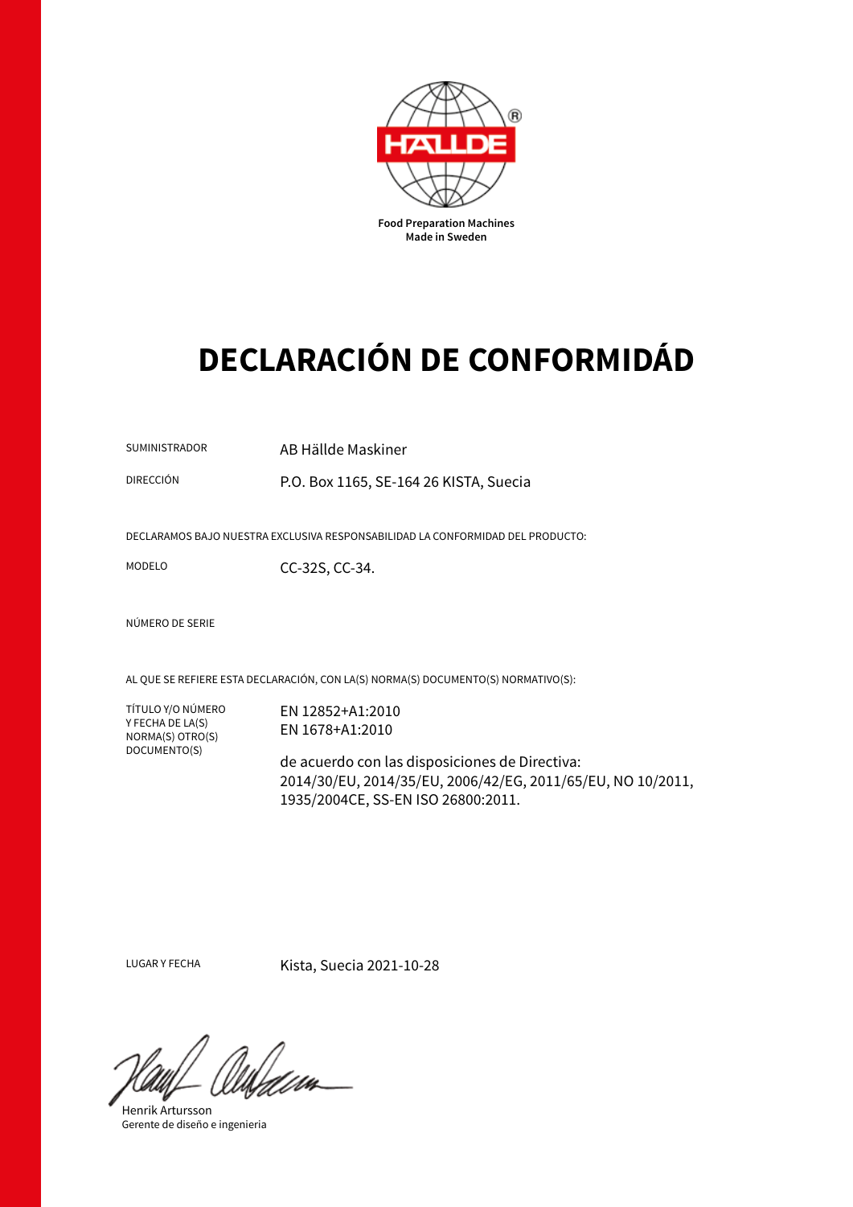HALLDE

Food Preparation Machines
Made in Sweden

# DECLARACIÓN DE CONFORMIDÁD

| | |
|---|---|
| SUMINISTRADOR | AB Hällde Maskiner |
| DIRECCIÓN | P.O. Box 1165, SE-164 26 KISTA, Suecia |

DECLARAMOS BAJO NUESTRA EXCLUSIVA RESPONSABILIDAD LA CONFORMIDAD DEL PRODUCTO:

| | |
|---|---|
| MODELO | CC-32S, CC-34. |
| NÚMERO DE SERIE | |

AL QUE SE REFIERE ESTA DECLARACIÓN, CON LA(S) NORMA(S) DOCUMENTO(S) NORMATIVO(S):

TÍTULO Y/O NÚMERO Y FECHA DE LA(S) NORMA(S) OTRO(S) DOCUMENTO(S)

EN 12852+A1:2010
EN 1678+A1:2010

de acuerdo con las disposiciones de Directiva:
2014/30/EU, 2014/35/EU, 2006/42/EG, 2011/65/EU, NO 10/2011, 1935/2004CE, SS-EN ISO 26800:2011.

| | |
|---|---|
| LUGAR Y FECHA | Kista, Suecia 2021-10-28 |

Henrik Artursson
Gerente de diseño e ingenieria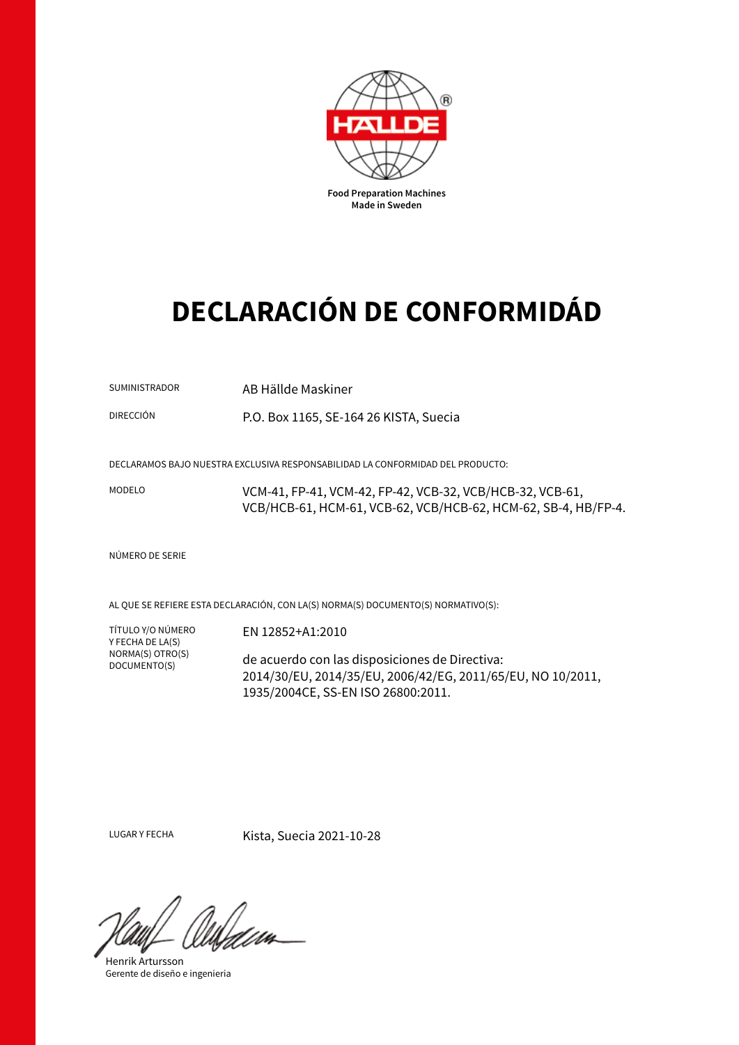Food Preparation Machines
Made in Sweden

# DECLARACIÓN DE CONFORMIDÁD

SUMINISTRADOR AB Hällde Maskiner

DIRECCIÓN P.O. Box 1165, SE-164 26 KISTA, Suecia

DECLARAMOS BAJO NUESTRA EXCLUSIVA RESPONSABILIDAD LA CONFORMIDAD DEL PRODUCTO:

MODELO VCM-41, FP-41, VCM-42, FP-42, VCB-32, VCB/HCB-32, VCB-61, VCB/HCB-61, HCM-61, VCB-62, VCB/HCB-62, HCM-62, SB-4, HB/FP-4.

NÚMERO DE SERIE

AL QUE SE REFIERE ESTA DECLARACIÓN, CON LA(S) NORMA(S) DOCUMENTO(S) NORMATIVO(S):

TÍTULO Y/O NÚMERO Y FECHA DE LA(S) NORMA(S) OTRO(S) DOCUMENTO(S) EN 12852+A1:2010

de acuerdo con las disposiciones de Directiva:
2014/30/EU, 2014/35/EU, 2006/42/EG, 2011/65/EU, NO 10/2011, 1935/2004CE, SS-EN ISO 26800:2011.

LUGAR Y FECHA Kista, Suecia 2021-10-28

Henrik Artursson
Gerente de diseño e ingenieria